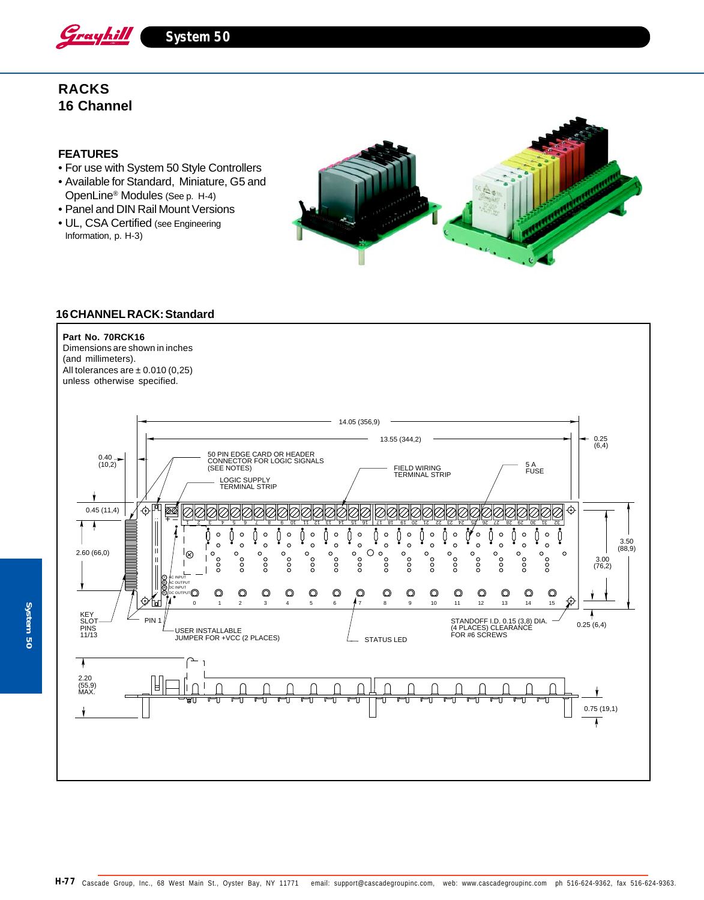# RACKS
## 16 Channel

### FEATURES

- For use with System 50 Style Controllers
- Available for Standard, Miniature, G5 and OpenLine® Modules (See p. H-4)
- Panel and DIN Rail Mount Versions
- UL, CSA Certified (see Engineering Information, p. H-3)

### 16 CHANNEL RACK: Standard

**Part No. 70RCK16**
Dimensions are shown in inches (and millimeters).
All tolerances are ± 0.010 (0,25) unless otherwise specified.

14.05 (356,9)
13.55 (344,2)
0.25 (6,4)
0.40 (10,2)
50 PIN EDGE CARD OR HEADER CONNECTOR FOR LOGIC SIGNALS (SEE NOTES)
LOGIC SUPPLY TERMINAL STRIP
FIELD WIRING TERMINAL STRIP
5 A FUSE
0.45 (11,4)
2.60 (66,0)
3.50 (88,9)
3.00 (76,2)
KEY SLOT PINS 11/13
PIN 1
USER INSTALLABLE JUMPER FOR +VCC (2 PLACES)
STATUS LED
STANDOFF I.D. 0.15 (3,8) DIA. (4 PLACES) CLEARANCE FOR #6 SCREWS
0.25 (6,4)
AC INPUT
AC OUTPUT
DC INPUT
DC OUTPUT
2.20 (55,9) MAX.
0.75 (19,1)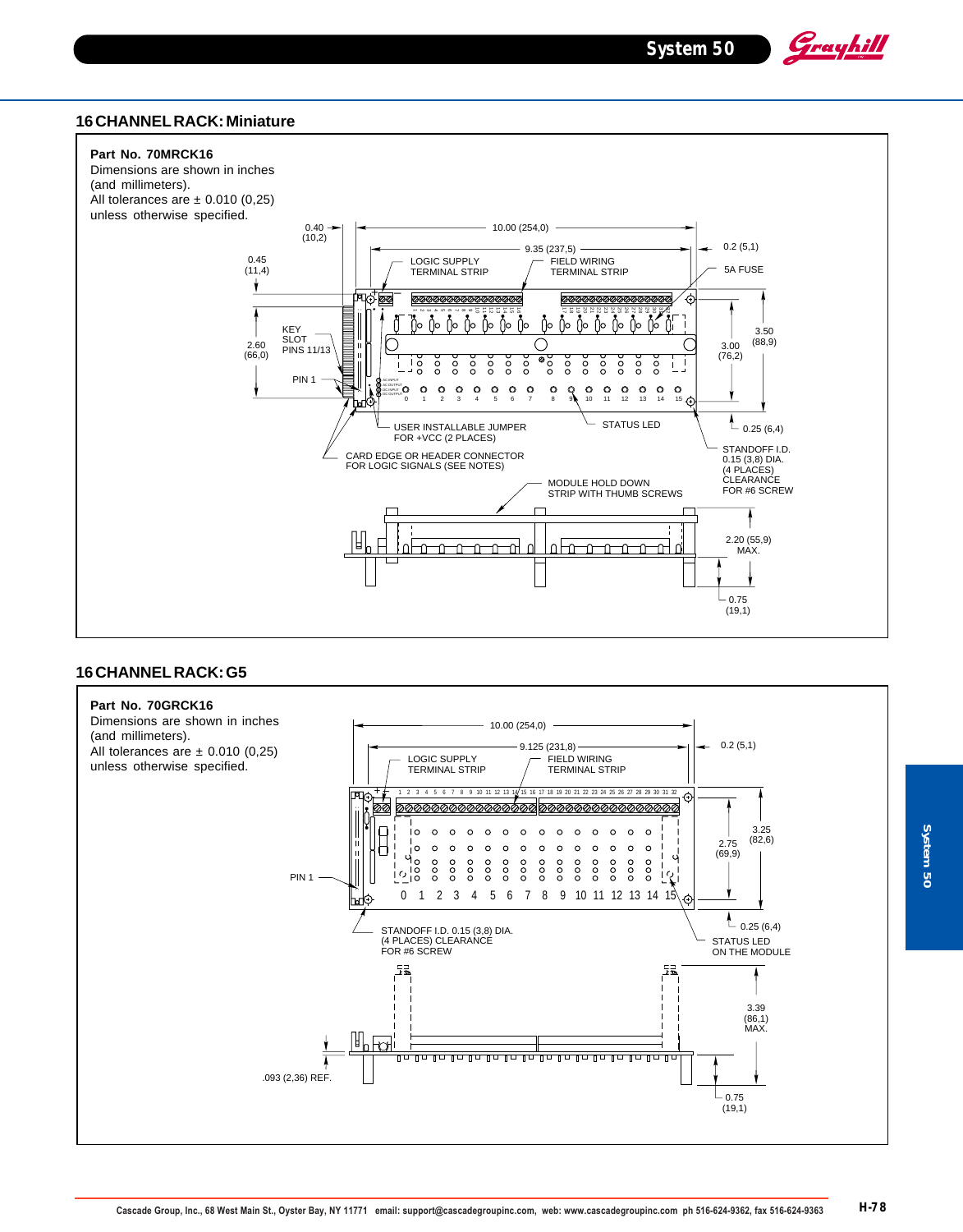## 16 CHANNEL RACK: Miniature

**Part No. 70MRCK16**
Dimensions are shown in inches (and millimeters).
All tolerances are ± 0.010 (0,25) unless otherwise specified.

0.40 (10,2)
10.00 (254,0)
9.35 (237,5)
0.2 (5,1)
0.45 (11,4)
LOGIC SUPPLY TERMINAL STRIP
FIELD WIRING TERMINAL STRIP
5A FUSE
KEY SLOT PINS 11/13
2.60 (66,0)
3.50 (88,9)
3.00 (76,2)
PIN 1
0.25 (6,4)
USER INSTALLABLE JUMPER FOR +VCC (2 PLACES)
STATUS LED
STANDOFF I.D. 0.15 (3,8) DIA. (4 PLACES) CLEARANCE FOR #6 SCREW
CARD EDGE OR HEADER CONNECTOR FOR LOGIC SIGNALS (SEE NOTES)
MODULE HOLD DOWN STRIP WITH THUMB SCREWS
2.20 (55,9) MAX.
0.75 (19,1)

## 16 CHANNEL RACK: G5

**Part No. 70GRCK16**
Dimensions are shown in inches (and millimeters).
All tolerances are ± 0.010 (0,25) unless otherwise specified.

10.00 (254,0)
9.125 (231,8)
0.2 (5,1)
LOGIC SUPPLY TERMINAL STRIP
FIELD WIRING TERMINAL STRIP
3.25 (82,6)
2.75 (69,9)
PIN 1
0.25 (6,4)
STANDOFF I.D. 0.15 (3,8) DIA. (4 PLACES) CLEARANCE FOR #6 SCREW
STATUS LED ON THE MODULE
3.39 (86,1) MAX.
.093 (2,36) REF.
0.75 (19,1)

Cascade Group, Inc., 68 West Main St., Oyster Bay, NY 11771 email: support@cascadegroupinc.com, web: www.cascadegroupinc.com ph 516-624-9362, fax 516-624-9363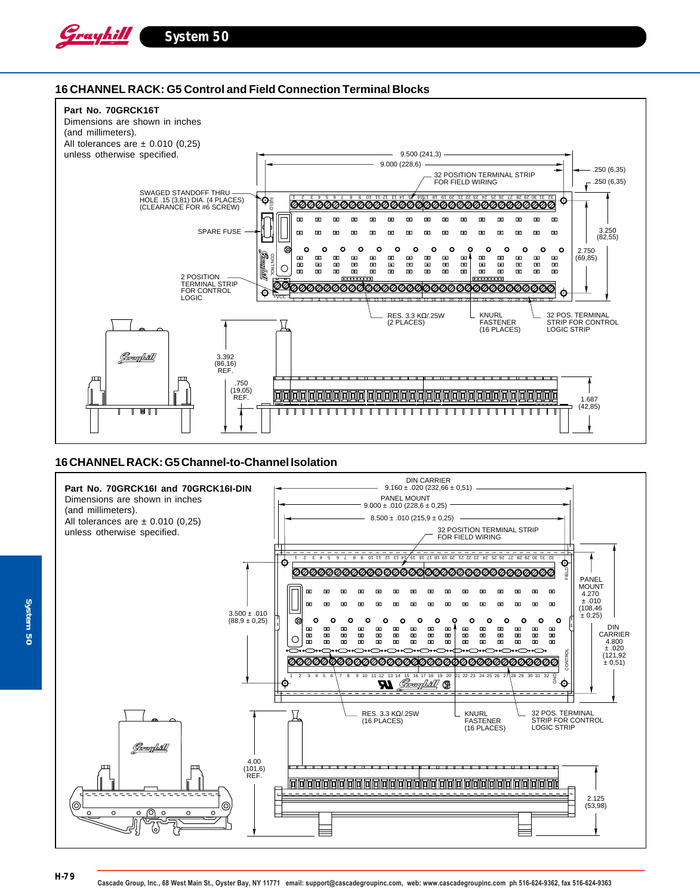## 16 CHANNEL RACK: G5 Control and Field Connection Terminal Blocks

**Part No. 70GRCK16T**
Dimensions are shown in inches
(and millimeters).
All tolerances are ± 0.010 (0,25)
unless otherwise specified.

9.500 (241,3)
9.000 (228,6)
.250 (6,35)
.250 (6,35)
32 POSITION TERMINAL STRIP FOR FIELD WIRING
SWAGED STANDOFF THRU HOLE .15 (3,81) DIA. (4 PLACES) (CLEARANCE FOR #6 SCREW)
SPARE FUSE
2 POSITION TERMINAL STRIP FOR CONTROL LOGIC
3.250 (82,55)
2.750 (69,85)
RES. 3.3 KΩ/.25W (2 PLACES)
KNURL FASTENER (16 PLACES)
32 POS. TERMINAL STRIP FOR CONTROL LOGIC STRIP
3.392 (86,16) REF.
.750 (19,05) REF.
1.687 (42,85)

## 16 CHANNEL RACK: G5 Channel-to-Channel Isolation

**Part No. 70GRCK16I and 70GRCK16I-DIN**
Dimensions are shown in inches
(and millimeters).
All tolerances are ± 0.010 (0,25)
unless otherwise specified.

DIN CARRIER 9.160 ± .020 (232,66 ± 0,51)
PANEL MOUNT 9.000 ± .010 (228,6 ± 0,25)
8.500 ± .010 (215,9 ± 0,25)
32 POSITION TERMINAL STRIP FOR FIELD WIRING
3.500 ± .010 (88,9 ± 0,25)
PANEL MOUNT 4.270 ± .010 (108,46 ± 0,25)
DIN CARRIER 4.800 ± .020 (121,92 ± 0,51)
RES. 3.3 KΩ/.25W (16 PLACES)
KNURL FASTENER (16 PLACES)
32 POS. TERMINAL STRIP FOR CONTROL LOGIC STRIP
4.00 (101,6) REF.
2.125 (53,98)

Cascade Group, Inc., 68 West Main St., Oyster Bay, NY 11771 email: support@cascadegroupinc.com, web: www.cascadegroupinc.com ph 516-624-9362, fax 516-624-9363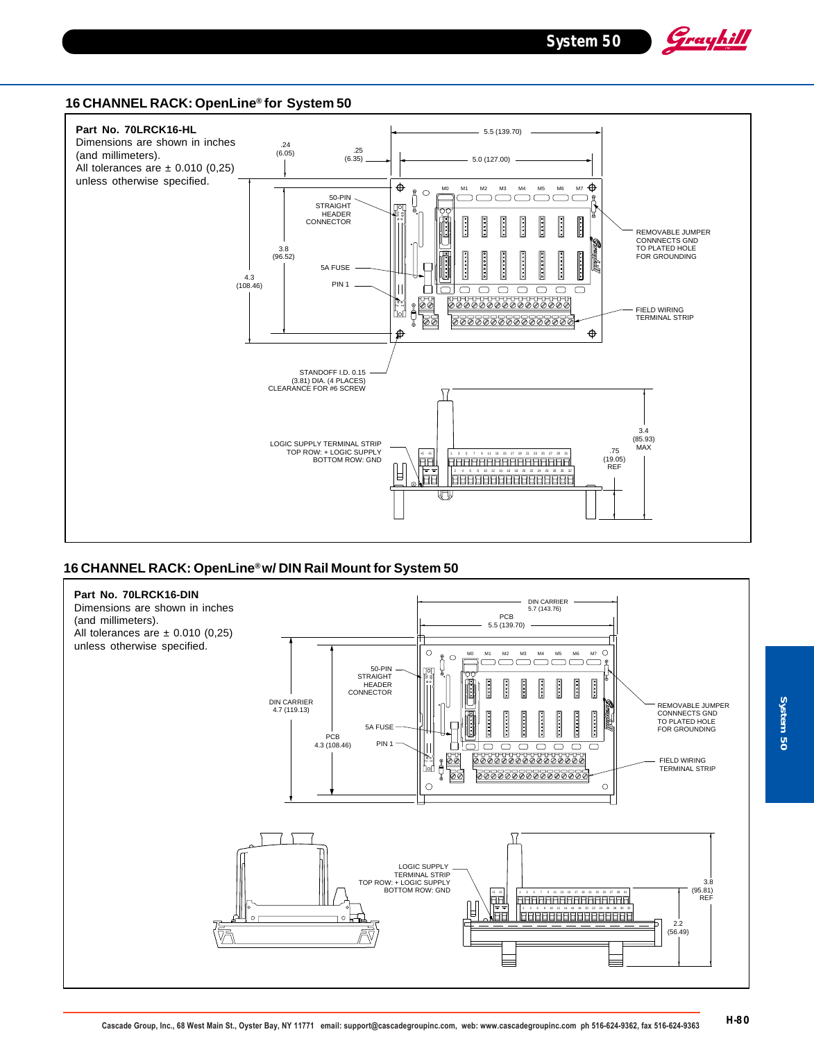## 16 CHANNEL RACK: OpenLine® for System 50

**Part No. 70LRCK16-HL**
Dimensions are shown in inches (and millimeters).
All tolerances are ± 0.010 (0,25) unless otherwise specified.

5.5 (139.70)
5.0 (127.00)
.24 (6.05)
.25 (6.35)
3.8 (96.52)
4.3 (108.46)
50-PIN STRAIGHT HEADER CONNECTOR
5A FUSE
PIN 1
REMOVABLE JUMPER CONNNECTS GND TO PLATED HOLE FOR GROUNDING
FIELD WIRING TERMINAL STRIP
STANDOFF I.D. 0.15 (3.81) DIA. (4 PLACES) CLEARANCE FOR #6 SCREW
LOGIC SUPPLY TERMINAL STRIP TOP ROW: + LOGIC SUPPLY BOTTOM ROW: GND
3.4 (85.93) MAX
.75 (19.05) REF

## 16 CHANNEL RACK: OpenLine® w/ DIN Rail Mount for System 50

**Part No. 70LRCK16-DIN**
Dimensions are shown in inches (and millimeters).
All tolerances are ± 0.010 (0,25) unless otherwise specified.

DIN CARRIER 5.7 (143.76)
PCB 5.5 (139.70)
DIN CARRIER 4.7 (119.13)
PCB 4.3 (108.46)
50-PIN STRAIGHT HEADER CONNECTOR
5A FUSE
PIN 1
REMOVABLE JUMPER CONNNECTS GND TO PLATED HOLE FOR GROUNDING
FIELD WIRING TERMINAL STRIP
LOGIC SUPPLY TERMINAL STRIP TOP ROW: + LOGIC SUPPLY BOTTOM ROW: GND
3.8 (95.81) REF
2.2 (56.49)

Cascade Group, Inc., 68 West Main St., Oyster Bay, NY 11771 email: support@cascadegroupinc.com, web: www.cascadegroupinc.com ph 516-624-9362, fax 516-624-9363